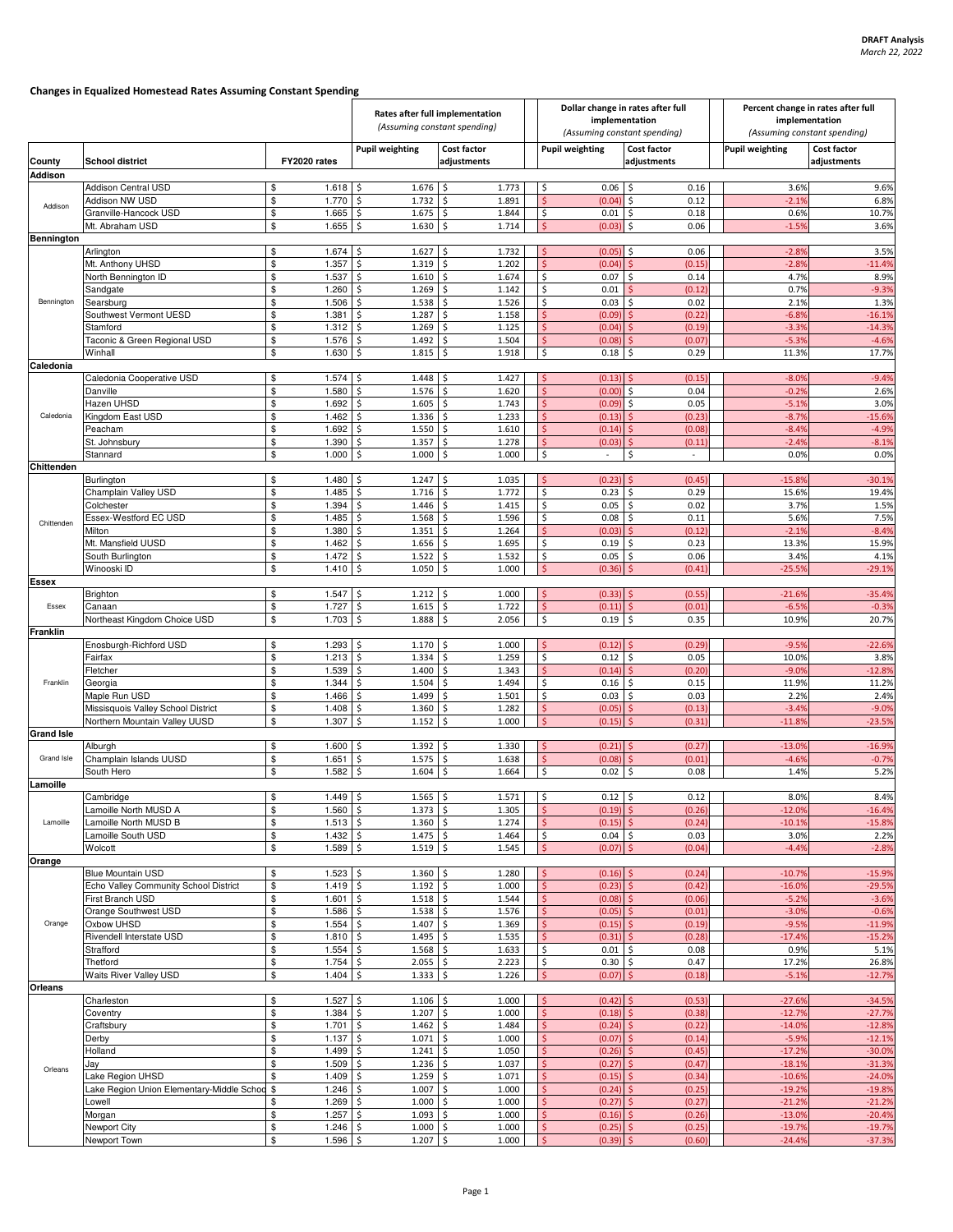DRAFT Analysis
*March 22, 2022*

**Changes in Equalized Homestead Rates Assuming Constant Spending**

| County | School district | FY2020 rates | Rates after full implementation (Assuming constant spending) | | Dollar change in rates after full implementation (Assuming constant spending) | | Percent change in rates after full implementation (Assuming constant spending) | |
|---|---|---|---|---|---|---|---|---|
| | | | Pupil weighting | Cost factor adjustments | Pupil weighting | Cost factor adjustments | Pupil weighting | Cost factor adjustments |
| **Addison** | | | | | | | | |
| Addison | Addison Central USD | $ 1.618 | $ 1.676 | $ 1.773 | $ 0.06 | $ 0.16 | 3.6% | 9.6% |
| | Addison NW USD | $ 1.770 | $ 1.732 | $ 1.891 | $ (0.04) | $ 0.12 | -2.1% | 6.8% |
| | Granville-Hancock USD | $ 1.665 | $ 1.675 | $ 1.844 | $ 0.01 | $ 0.18 | 0.6% | 10.7% |
| | Mt. Abraham USD | $ 1.655 | $ 1.630 | $ 1.714 | $ (0.03) | $ 0.06 | -1.5% | 3.6% |
| **Bennington** | | | | | | | | |
| Bennington | Arlington | $ 1.674 | $ 1.627 | $ 1.732 | $ (0.05) | $ 0.06 | -2.8% | 3.5% |
| | Mt. Anthony UHSD | $ 1.357 | $ 1.319 | $ 1.202 | $ (0.04) | $ (0.15) | -2.8% | -11.4% |
| | North Bennington ID | $ 1.537 | $ 1.610 | $ 1.674 | $ 0.07 | $ 0.14 | 4.7% | 8.9% |
| | Sandgate | $ 1.260 | $ 1.269 | $ 1.142 | $ 0.01 | $ (0.12) | 0.7% | -9.3% |
| | Searsburg | $ 1.506 | $ 1.538 | $ 1.526 | $ 0.03 | $ 0.02 | 2.1% | 1.3% |
| | Southwest Vermont UESD | $ 1.381 | $ 1.287 | $ 1.158 | $ (0.09) | $ (0.22) | -6.8% | -16.1% |
| | Stamford | $ 1.312 | $ 1.269 | $ 1.125 | $ (0.04) | $ (0.19) | -3.3% | -14.3% |
| | Taconic & Green Regional USD | $ 1.576 | $ 1.492 | $ 1.504 | $ (0.08) | $ (0.07) | -5.3% | -4.6% |
| | Winhall | $ 1.630 | $ 1.815 | $ 1.918 | $ 0.18 | $ 0.29 | 11.3% | 17.7% |
| **Caledonia** | | | | | | | | |
| Caledonia | Caledonia Cooperative USD | $ 1.574 | $ 1.448 | $ 1.427 | $ (0.13) | $ (0.15) | -8.0% | -9.4% |
| | Danville | $ 1.580 | $ 1.576 | $ 1.620 | $ (0.00) | $ 0.04 | -0.2% | 2.6% |
| | Hazen UHSD | $ 1.692 | $ 1.605 | $ 1.743 | $ (0.09) | $ 0.05 | -5.1% | 3.0% |
| | Kingdom East USD | $ 1.462 | $ 1.336 | $ 1.233 | $ (0.13) | $ (0.23) | -8.7% | -15.6% |
| | Peacham | $ 1.692 | $ 1.550 | $ 1.610 | $ (0.14) | $ (0.08) | -8.4% | -4.9% |
| | St. Johnsbury | $ 1.390 | $ 1.357 | $ 1.278 | $ (0.03) | $ (0.11) | -2.4% | -8.1% |
| | Stannard | $ 1.000 | $ 1.000 | $ 1.000 | $ - | $ - | 0.0% | 0.0% |
| **Chittenden** | | | | | | | | |
| Chittenden | Burlington | $ 1.480 | $ 1.247 | $ 1.035 | $ (0.23) | $ (0.45) | -15.8% | -30.1% |
| | Champlain Valley USD | $ 1.485 | $ 1.716 | $ 1.772 | $ 0.23 | $ 0.29 | 15.6% | 19.4% |
| | Colchester | $ 1.394 | $ 1.446 | $ 1.415 | $ 0.05 | $ 0.02 | 3.7% | 1.5% |
| | Essex-Westford EC USD | $ 1.485 | $ 1.568 | $ 1.596 | $ 0.08 | $ 0.11 | 5.6% | 7.5% |
| | Milton | $ 1.380 | $ 1.351 | $ 1.264 | $ (0.03) | $ (0.12) | -2.1% | -8.4% |
| | Mt. Mansfield UUSD | $ 1.462 | $ 1.656 | $ 1.695 | $ 0.19 | $ 0.23 | 13.3% | 15.9% |
| | South Burlington | $ 1.472 | $ 1.522 | $ 1.532 | $ 0.05 | $ 0.06 | 3.4% | 4.1% |
| | Winooski ID | $ 1.410 | $ 1.050 | $ 1.000 | $ (0.36) | $ (0.41) | -25.5% | -29.1% |
| **Essex** | | | | | | | | |
| Essex | Brighton | $ 1.547 | $ 1.212 | $ 1.000 | $ (0.33) | $ (0.55) | -21.6% | -35.4% |
| | Canaan | $ 1.727 | $ 1.615 | $ 1.722 | $ (0.11) | $ (0.01) | -6.5% | -0.3% |
| | Northeast Kingdom Choice USD | $ 1.703 | $ 1.888 | $ 2.056 | $ 0.19 | $ 0.35 | 10.9% | 20.7% |
| **Franklin** | | | | | | | | |
| Franklin | Enosburgh-Richford USD | $ 1.293 | $ 1.170 | $ 1.000 | $ (0.12) | $ (0.29) | -9.5% | -22.6% |
| | Fairfax | $ 1.213 | $ 1.334 | $ 1.259 | $ 0.12 | $ 0.05 | 10.0% | 3.8% |
| | Fletcher | $ 1.539 | $ 1.400 | $ 1.343 | $ (0.14) | $ (0.20) | -9.0% | -12.8% |
| | Georgia | $ 1.344 | $ 1.504 | $ 1.494 | $ 0.16 | $ 0.15 | 11.9% | 11.2% |
| | Maple Run USD | $ 1.466 | $ 1.499 | $ 1.501 | $ 0.03 | $ 0.03 | 2.2% | 2.4% |
| | Missisquois Valley School District | $ 1.408 | $ 1.360 | $ 1.282 | $ (0.05) | $ (0.13) | -3.4% | -9.0% |
| | Northern Mountain Valley UUSD | $ 1.307 | $ 1.152 | $ 1.000 | $ (0.15) | $ (0.31) | -11.8% | -23.5% |
| **Grand Isle** | | | | | | | | |
| Grand Isle | Alburgh | $ 1.600 | $ 1.392 | $ 1.330 | $ (0.21) | $ (0.27) | -13.0% | -16.9% |
| | Champlain Islands UUSD | $ 1.651 | $ 1.575 | $ 1.638 | $ (0.08) | $ (0.01) | -4.6% | -0.7% |
| | South Hero | $ 1.582 | $ 1.604 | $ 1.664 | $ 0.02 | $ 0.08 | 1.4% | 5.2% |
| **Lamoille** | | | | | | | | |
| Lamoille | Cambridge | $ 1.449 | $ 1.565 | $ 1.571 | $ 0.12 | $ 0.12 | 8.0% | 8.4% |
| | Lamoille North MUSD A | $ 1.560 | $ 1.373 | $ 1.305 | $ (0.19) | $ (0.26) | -12.0% | -16.4% |
| | Lamoille North MUSD B | $ 1.513 | $ 1.360 | $ 1.274 | $ (0.15) | $ (0.24) | -10.1% | -15.8% |
| | Lamoille South USD | $ 1.432 | $ 1.475 | $ 1.464 | $ 0.04 | $ 0.03 | 3.0% | 2.2% |
| | Wolcott | $ 1.589 | $ 1.519 | $ 1.545 | $ (0.07) | $ (0.04) | -4.4% | -2.8% |
| **Orange** | | | | | | | | |
| Orange | Blue Mountain USD | $ 1.523 | $ 1.360 | $ 1.280 | $ (0.16) | $ (0.24) | -10.7% | -15.9% |
| | Echo Valley Community School District | $ 1.419 | $ 1.192 | $ 1.000 | $ (0.23) | $ (0.42) | -16.0% | -29.5% |
| | First Branch USD | $ 1.601 | $ 1.518 | $ 1.544 | $ (0.08) | $ (0.06) | -5.2% | -3.6% |
| | Orange Southwest USD | $ 1.586 | $ 1.538 | $ 1.576 | $ (0.05) | $ (0.01) | -3.0% | -0.6% |
| | Oxbow UHSD | $ 1.554 | $ 1.407 | $ 1.369 | $ (0.15) | $ (0.19) | -9.5% | -11.9% |
| | Rivendell Interstate USD | $ 1.810 | $ 1.495 | $ 1.535 | $ (0.31) | $ (0.28) | -17.4% | -15.2% |
| | Strafford | $ 1.554 | $ 1.568 | $ 1.633 | $ 0.01 | $ 0.08 | 0.9% | 5.1% |
| | Thetford | $ 1.754 | $ 2.055 | $ 2.223 | $ 0.30 | $ 0.47 | 17.2% | 26.8% |
| | Waits River Valley USD | $ 1.404 | $ 1.333 | $ 1.226 | $ (0.07) | $ (0.18) | -5.1% | -12.7% |
| **Orleans** | | | | | | | | |
| Orleans | Charleston | $ 1.527 | $ 1.106 | $ 1.000 | $ (0.42) | $ (0.53) | -27.6% | -34.5% |
| | Coventry | $ 1.384 | $ 1.207 | $ 1.000 | $ (0.18) | $ (0.38) | -12.7% | -27.7% |
| | Craftsbury | $ 1.701 | $ 1.462 | $ 1.484 | $ (0.24) | $ (0.22) | -14.0% | -12.8% |
| | Derby | $ 1.137 | $ 1.071 | $ 1.000 | $ (0.07) | $ (0.14) | -5.9% | -12.1% |
| | Holland | $ 1.499 | $ 1.241 | $ 1.050 | $ (0.26) | $ (0.45) | -17.2% | -30.0% |
| | Jay | $ 1.509 | $ 1.236 | $ 1.037 | $ (0.27) | $ (0.47) | -18.1% | -31.3% |
| | Lake Region UHSD | $ 1.409 | $ 1.259 | $ 1.071 | $ (0.15) | $ (0.34) | -10.6% | -24.0% |
| | Lake Region Union Elementary-Middle School | $ 1.246 | $ 1.007 | $ 1.000 | $ (0.24) | $ (0.25) | -19.2% | -19.8% |
| | Lowell | $ 1.269 | $ 1.000 | $ 1.000 | $ (0.27) | $ (0.27) | -21.2% | -21.2% |
| | Morgan | $ 1.257 | $ 1.093 | $ 1.000 | $ (0.16) | $ (0.26) | -13.0% | -20.4% |
| | Newport City | $ 1.246 | $ 1.000 | $ 1.000 | $ (0.25) | $ (0.25) | -19.7% | -19.7% |
| | Newport Town | $ 1.596 | $ 1.207 | $ 1.000 | $ (0.39) | $ (0.60) | -24.4% | -37.3% |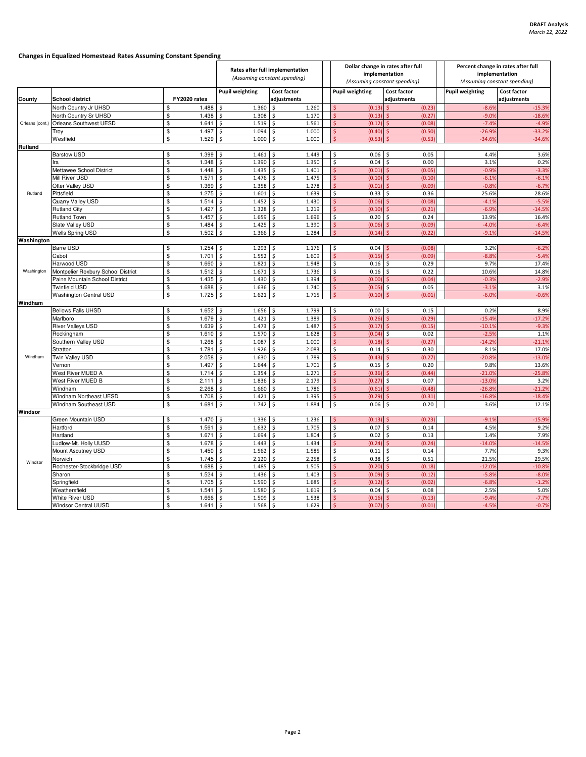**DRAFT Analysis**
*March 22, 2022*

### Changes in Equalized Homestead Rates Assuming Constant Spending

| County | School district | FY2020 rates | Rates after full implementation *(Assuming constant spending)* | | Dollar change in rates after full implementation *(Assuming constant spending)* | | Percent change in rates after full implementation *(Assuming constant spending)* | |
|---|---|---|---|---|---|---|---|---|
| | | | Pupil weighting | Cost factor adjustments | Pupil weighting | Cost factor adjustments | Pupil weighting | Cost factor adjustments |
| Orleans (cont.) | North Country Jr UHSD | $ 1.488 | $ 1.360 | $ 1.260 | $ (0.13) | $ (0.23) | -8.6% | -15.3% |
| | North Country Sr UHSD | $ 1.438 | $ 1.308 | $ 1.170 | $ (0.13) | $ (0.27) | -9.0% | -18.6% |
| | Orleans Southwest UESD | $ 1.641 | $ 1.519 | $ 1.561 | $ (0.12) | $ (0.08) | -7.4% | -4.9% |
| | Troy | $ 1.497 | $ 1.094 | $ 1.000 | $ (0.40) | $ (0.50) | -26.9% | -33.2% |
| | Westfield | $ 1.529 | $ 1.000 | $ 1.000 | $ (0.53) | $ (0.53) | -34.6% | -34.6% |
| **Rutland** | | | | | | | | |
| Rutland | Barstow USD | $ 1.399 | $ 1.461 | $ 1.449 | $ 0.06 | $ 0.05 | 4.4% | 3.6% |
| | Ira | $ 1.348 | $ 1.390 | $ 1.350 | $ 0.04 | $ 0.00 | 3.1% | 0.2% |
| | Mettawee School District | $ 1.448 | $ 1.435 | $ 1.401 | $ (0.01) | $ (0.05) | -0.9% | -3.3% |
| | Mill River USD | $ 1.571 | $ 1.476 | $ 1.475 | $ (0.10) | $ (0.10) | -6.1% | -6.1% |
| | Otter Valley USD | $ 1.369 | $ 1.358 | $ 1.278 | $ (0.01) | $ (0.09) | -0.8% | -6.7% |
| | Pittsfield | $ 1.275 | $ 1.601 | $ 1.639 | $ 0.33 | $ 0.36 | 25.6% | 28.6% |
| | Quarry Valley USD | $ 1.514 | $ 1.452 | $ 1.430 | $ (0.06) | $ (0.08) | -4.1% | -5.5% |
| | Rutland City | $ 1.427 | $ 1.328 | $ 1.219 | $ (0.10) | $ (0.21) | -6.9% | -14.5% |
| | Rutland Town | $ 1.457 | $ 1.659 | $ 1.696 | $ 0.20 | $ 0.24 | 13.9% | 16.4% |
| | Slate Valley USD | $ 1.484 | $ 1.425 | $ 1.390 | $ (0.06) | $ (0.09) | -4.0% | -6.4% |
| | Wells Spring USD | $ 1.502 | $ 1.366 | $ 1.284 | $ (0.14) | $ (0.22) | -9.1% | -14.5% |
| **Washington** | | | | | | | | |
| Washington | Barre USD | $ 1.254 | $ 1.293 | $ 1.176 | $ 0.04 | $ (0.08) | 3.2% | -6.2% |
| | Cabot | $ 1.701 | $ 1.552 | $ 1.609 | $ (0.15) | $ (0.09) | -8.8% | -5.4% |
| | Harwood USD | $ 1.660 | $ 1.821 | $ 1.948 | $ 0.16 | $ 0.29 | 9.7% | 17.4% |
| | Montpelier Roxbury School District | $ 1.512 | $ 1.671 | $ 1.736 | $ 0.16 | $ 0.22 | 10.6% | 14.8% |
| | Paine Mountain School District | $ 1.435 | $ 1.430 | $ 1.394 | $ (0.00) | $ (0.04) | -0.3% | -2.9% |
| | Twinfield USD | $ 1.688 | $ 1.636 | $ 1.740 | $ (0.05) | $ 0.05 | -3.1% | 3.1% |
| | Washington Central USD | $ 1.725 | $ 1.621 | $ 1.715 | $ (0.10) | $ (0.01) | -6.0% | -0.6% |
| **Windham** | | | | | | | | |
| Windham | Bellows Falls UHSD | $ 1.652 | $ 1.656 | $ 1.799 | $ 0.00 | $ 0.15 | 0.2% | 8.9% |
| | Marlboro | $ 1.679 | $ 1.421 | $ 1.389 | $ (0.26) | $ (0.29) | -15.4% | -17.2% |
| | River Valleys USD | $ 1.639 | $ 1.473 | $ 1.487 | $ (0.17) | $ (0.15) | -10.1% | -9.3% |
| | Rockingham | $ 1.610 | $ 1.570 | $ 1.628 | $ (0.04) | $ 0.02 | -2.5% | 1.1% |
| | Southern Valley USD | $ 1.268 | $ 1.087 | $ 1.000 | $ (0.18) | $ (0.27) | -14.2% | -21.1% |
| | Stratton | $ 1.781 | $ 1.926 | $ 2.083 | $ 0.14 | $ 0.30 | 8.1% | 17.0% |
| | Twin Valley USD | $ 2.058 | $ 1.630 | $ 1.789 | $ (0.43) | $ (0.27) | -20.8% | -13.0% |
| | Vernon | $ 1.497 | $ 1.644 | $ 1.701 | $ 0.15 | $ 0.20 | 9.8% | 13.6% |
| | West River MUED A | $ 1.714 | $ 1.354 | $ 1.271 | $ (0.36) | $ (0.44) | -21.0% | -25.8% |
| | West River MUED B | $ 2.111 | $ 1.836 | $ 2.179 | $ (0.27) | $ 0.07 | -13.0% | 3.2% |
| | Windham | $ 2.268 | $ 1.660 | $ 1.786 | $ (0.61) | $ (0.48) | -26.8% | -21.2% |
| | Windham Northeast UESD | $ 1.708 | $ 1.421 | $ 1.395 | $ (0.29) | $ (0.31) | -16.8% | -18.4% |
| | Windham Southeast USD | $ 1.681 | $ 1.742 | $ 1.884 | $ 0.06 | $ 0.20 | 3.6% | 12.1% |
| **Windsor** | | | | | | | | |
| Windsor | Green Mountain USD | $ 1.470 | $ 1.336 | $ 1.236 | $ (0.13) | $ (0.23) | -9.1% | -15.9% |
| | Hartford | $ 1.561 | $ 1.632 | $ 1.705 | $ 0.07 | $ 0.14 | 4.5% | 9.2% |
| | Hartland | $ 1.671 | $ 1.694 | $ 1.804 | $ 0.02 | $ 0.13 | 1.4% | 7.9% |
| | Ludlow-Mt. Holly UUSD | $ 1.678 | $ 1.443 | $ 1.434 | $ (0.24) | $ (0.24) | -14.0% | -14.5% |
| | Mount Ascutney USD | $ 1.450 | $ 1.562 | $ 1.585 | $ 0.11 | $ 0.14 | 7.7% | 9.3% |
| | Norwich | $ 1.745 | $ 2.120 | $ 2.258 | $ 0.38 | $ 0.51 | 21.5% | 29.5% |
| | Rochester-Stockbridge USD | $ 1.688 | $ 1.485 | $ 1.505 | $ (0.20) | $ (0.18) | -12.0% | -10.8% |
| | Sharon | $ 1.524 | $ 1.436 | $ 1.403 | $ (0.09) | $ (0.12) | -5.8% | -8.0% |
| | Springfield | $ 1.705 | $ 1.590 | $ 1.685 | $ (0.12) | $ (0.02) | -6.8% | -1.2% |
| | Weathersfield | $ 1.541 | $ 1.580 | $ 1.619 | $ 0.04 | $ 0.08 | 2.5% | 5.0% |
| | White River USD | $ 1.666 | $ 1.509 | $ 1.538 | $ (0.16) | $ (0.13) | -9.4% | -7.7% |
| | Windsor Central UUSD | $ 1.641 | $ 1.568 | $ 1.629 | $ (0.07) | $ (0.01) | -4.5% | -0.7% |